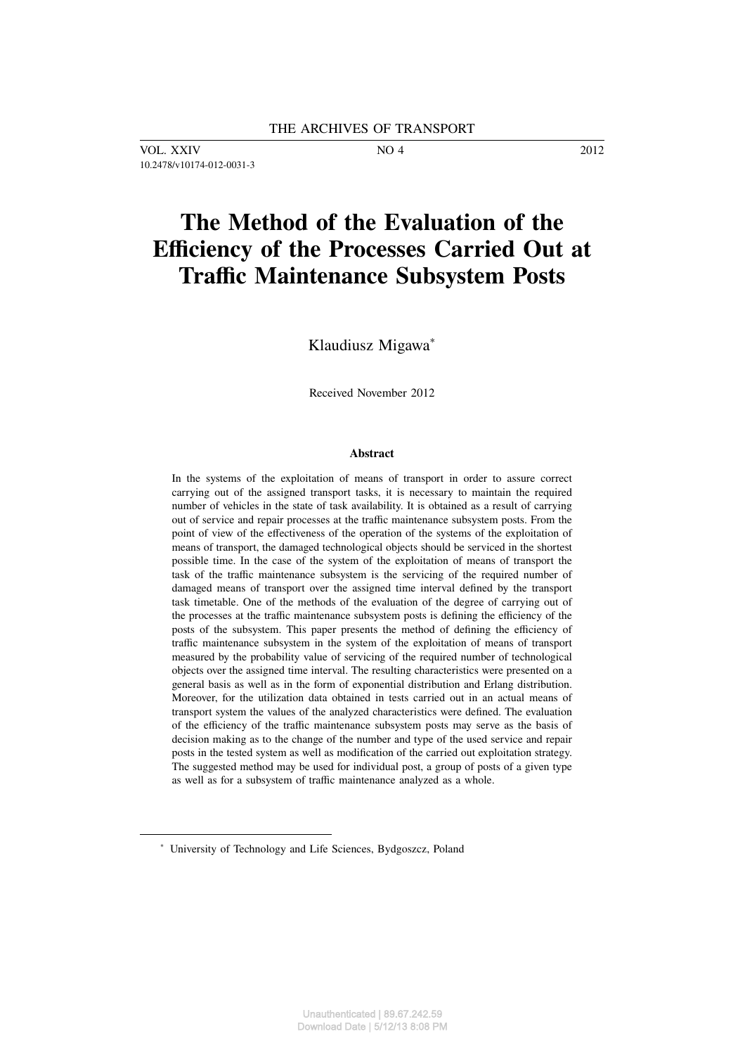THE ARCHIVES OF TRANSPORT

VOL. XXIV NO 4 2012

10.2478/v10174-012-0031-3

# The Method of the Evaluation of the Efficiency of the Processes Carried Out at Traffic Maintenance Subsystem Posts

Klaudiusz Migawa[*]

Received November 2012

### Abstract

In the systems of the exploitation of means of transport in order to assure correct carrying out of the assigned transport tasks, it is necessary to maintain the required number of vehicles in the state of task availability. It is obtained as a result of carrying out of service and repair processes at the traffic maintenance subsystem posts. From the point of view of the effectiveness of the operation of the systems of the exploitation of means of transport, the damaged technological objects should be serviced in the shortest possible time. In the case of the system of the exploitation of means of transport the task of the traffic maintenance subsystem is the servicing of the required number of damaged means of transport over the assigned time interval defined by the transport task timetable. One of the methods of the evaluation of the degree of carrying out of the processes at the traffic maintenance subsystem posts is defining the efficiency of the posts of the subsystem. This paper presents the method of defining the efficiency of traffic maintenance subsystem in the system of the exploitation of means of transport measured by the probability value of servicing of the required number of technological objects over the assigned time interval. The resulting characteristics were presented on a general basis as well as in the form of exponential distribution and Erlang distribution. Moreover, for the utilization data obtained in tests carried out in an actual means of transport system the values of the analyzed characteristics were defined. The evaluation of the efficiency of the traffic maintenance subsystem posts may serve as the basis of decision making as to the change of the number and type of the used service and repair posts in the tested system as well as modification of the carried out exploitation strategy. The suggested method may be used for individual post, a group of posts of a given type as well as for a subsystem of traffic maintenance analyzed as a whole.

[*] University of Technology and Life Sciences, Bydgoszcz, Poland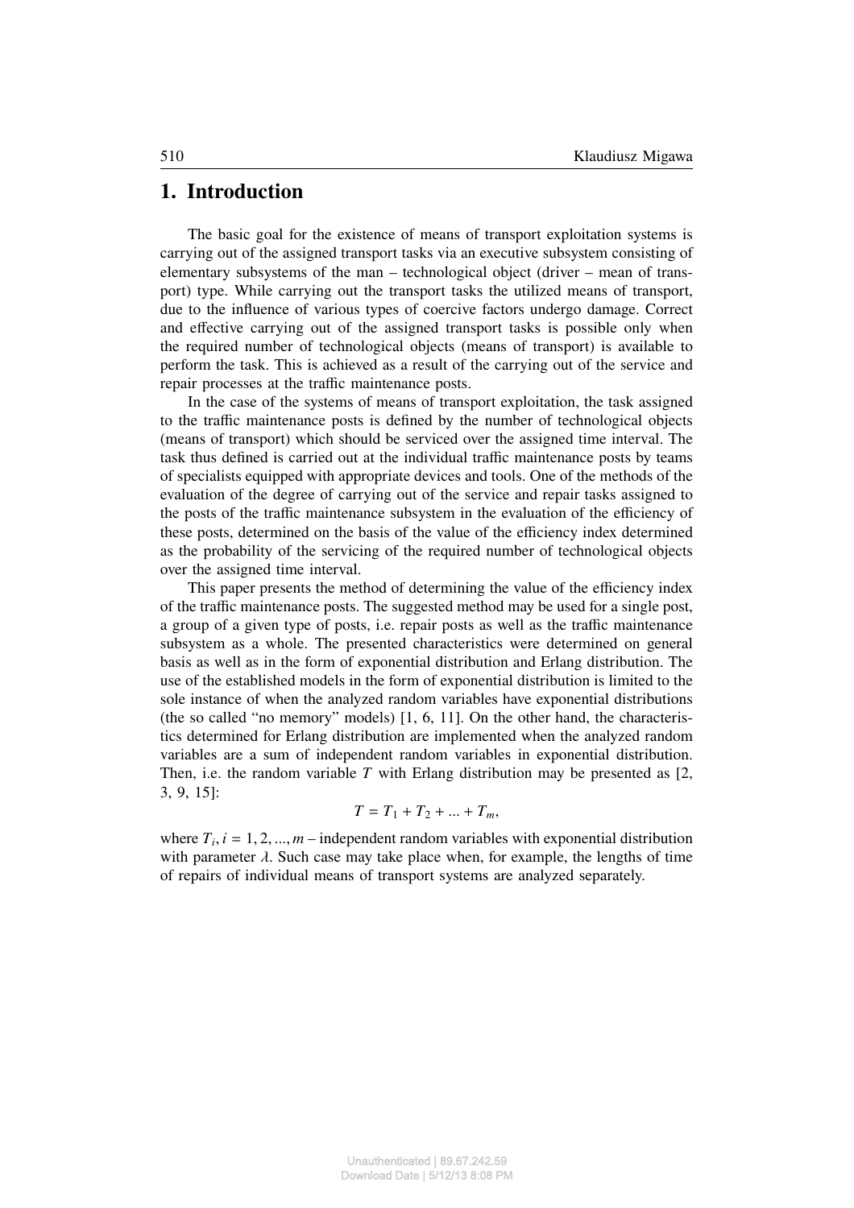## 1. Introduction

The basic goal for the existence of means of transport exploitation systems is carrying out of the assigned transport tasks via an executive subsystem consisting of elementary subsystems of the man – technological object (driver – mean of transport) type. While carrying out the transport tasks the utilized means of transport, due to the influence of various types of coercive factors undergo damage. Correct and effective carrying out of the assigned transport tasks is possible only when the required number of technological objects (means of transport) is available to perform the task. This is achieved as a result of the carrying out of the service and repair processes at the traffic maintenance posts.

In the case of the systems of means of transport exploitation, the task assigned to the traffic maintenance posts is defined by the number of technological objects (means of transport) which should be serviced over the assigned time interval. The task thus defined is carried out at the individual traffic maintenance posts by teams of specialists equipped with appropriate devices and tools. One of the methods of the evaluation of the degree of carrying out of the service and repair tasks assigned to the posts of the traffic maintenance subsystem in the evaluation of the efficiency of these posts, determined on the basis of the value of the efficiency index determined as the probability of the servicing of the required number of technological objects over the assigned time interval.

This paper presents the method of determining the value of the efficiency index of the traffic maintenance posts. The suggested method may be used for a single post, a group of a given type of posts, i.e. repair posts as well as the traffic maintenance subsystem as a whole. The presented characteristics were determined on general basis as well as in the form of exponential distribution and Erlang distribution. The use of the established models in the form of exponential distribution is limited to the sole instance of when the analyzed random variables have exponential distributions (the so called "no memory" models) [1, 6, 11]. On the other hand, the characteristics determined for Erlang distribution are implemented when the analyzed random variables are a sum of independent random variables in exponential distribution. Then, i.e. the random variable $T$ with Erlang distribution may be presented as [2, 3, 9, 15]:

$$T = T_1 + T_2 + \ldots + T_m,$$

where $T_i, i = 1, 2, \ldots, m$ – independent random variables with exponential distribution with parameter $\lambda$. Such case may take place when, for example, the lengths of time of repairs of individual means of transport systems are analyzed separately.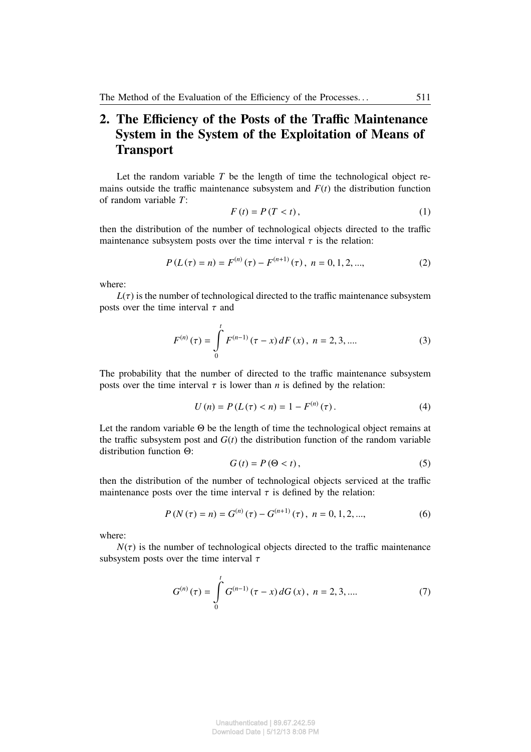## 2. The Efficiency of the Posts of the Traffic Maintenance System in the System of the Exploitation of Means of Transport

Let the random variable $T$ be the length of time the technological object remains outside the traffic maintenance subsystem and $F(t)$ the distribution function of random variable $T$:

$$F(t) = P(T < t), \tag{1}$$

then the distribution of the number of technological objects directed to the traffic maintenance subsystem posts over the time interval $\tau$ is the relation:

$$P(L(\tau) = n) = F^{(n)}(\tau) - F^{(n+1)}(\tau), \; n = 0, 1, 2, ..., \tag{2}$$

where:

$L(\tau)$ is the number of technological directed to the traffic maintenance subsystem posts over the time interval $\tau$ and

$$F^{(n)}(\tau) = \int_0^t F^{(n-1)}(\tau - x)\, dF(x), \; n = 2, 3, .... \tag{3}$$

The probability that the number of directed to the traffic maintenance subsystem posts over the time interval $\tau$ is lower than $n$ is defined by the relation:

$$U(n) = P(L(\tau) < n) = 1 - F^{(n)}(\tau). \tag{4}$$

Let the random variable $\Theta$ be the length of time the technological object remains at the traffic subsystem post and $G(t)$ the distribution function of the random variable distribution function $\Theta$:

$$G(t) = P(\Theta < t), \tag{5}$$

then the distribution of the number of technological objects serviced at the traffic maintenance posts over the time interval $\tau$ is defined by the relation:

$$P(N(\tau) = n) = G^{(n)}(\tau) - G^{(n+1)}(\tau), \; n = 0, 1, 2, ..., \tag{6}$$

where:

$N(\tau)$ is the number of technological objects directed to the traffic maintenance subsystem posts over the time interval $\tau$

$$G^{(n)}(\tau) = \int_0^t G^{(n-1)}(\tau - x)\, dG(x), \; n = 2, 3, .... \tag{7}$$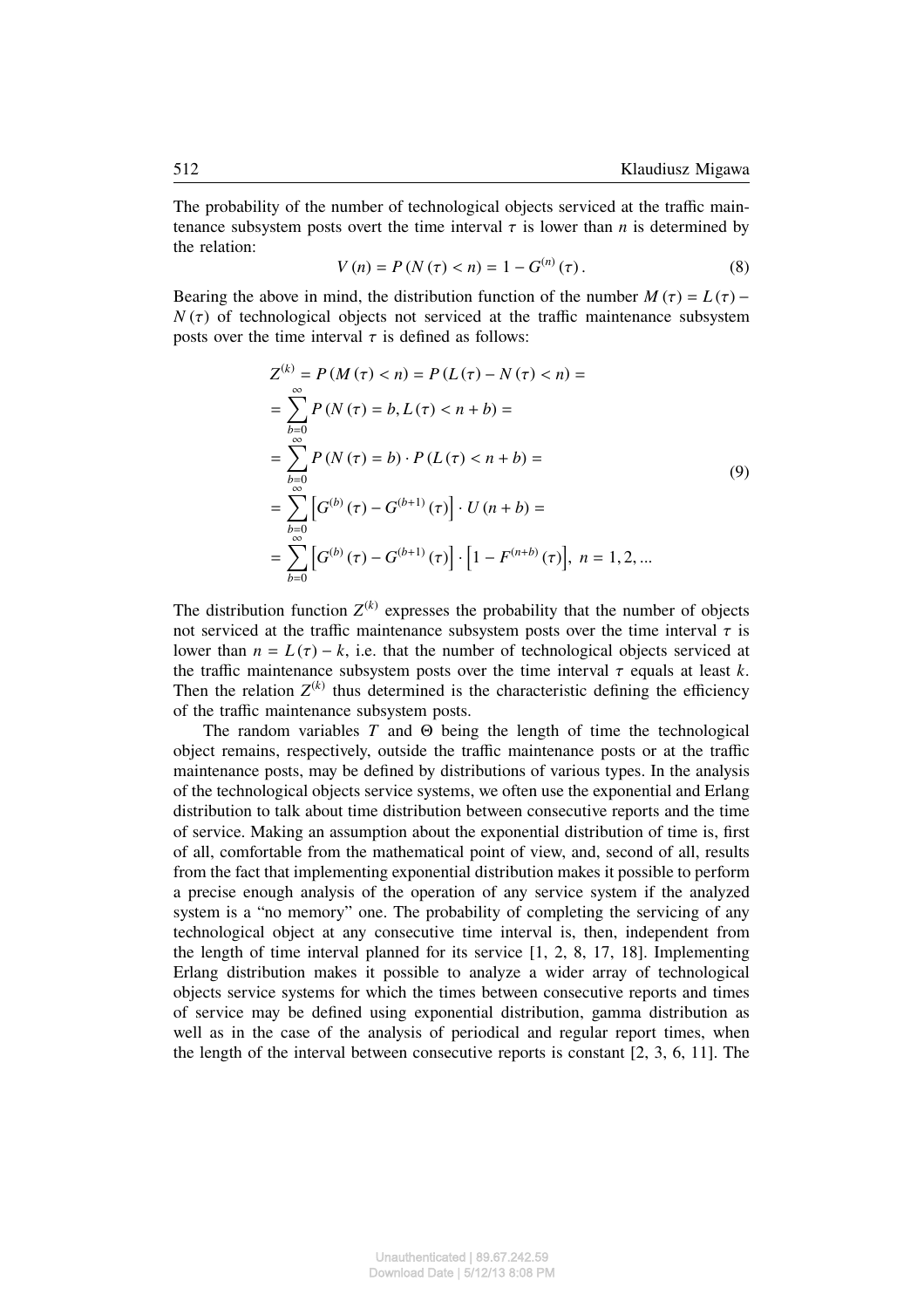The probability of the number of technological objects serviced at the traffic maintenance subsystem posts overt the time interval $\tau$ is lower than $n$ is determined by the relation:

$$V(n) = P(N(\tau) < n) = 1 - G^{(n)}(\tau). \tag{8}$$

Bearing the above in mind, the distribution function of the number $M(\tau) = L(\tau) - N(\tau)$ of technological objects not serviced at the traffic maintenance subsystem posts over the time interval $\tau$ is defined as follows:

$$\begin{aligned}
Z^{(k)} &= P(M(\tau) < n) = P(L(\tau) - N(\tau) < n) = \\
&= \sum_{b=0}^{\infty} P(N(\tau) = b, L(\tau) < n + b) = \\
&= \sum_{b=0}^{\infty} P(N(\tau) = b) \cdot P(L(\tau) < n + b) = \\
&= \sum_{b=0}^{\infty} \left[G^{(b)}(\tau) - G^{(b+1)}(\tau)\right] \cdot U(n + b) = \\
&= \sum_{b=0}^{\infty} \left[G^{(b)}(\tau) - G^{(b+1)}(\tau)\right] \cdot \left[1 - F^{(n+b)}(\tau)\right], \ n = 1, 2, ...
\end{aligned} \tag{9}$$

The distribution function $Z^{(k)}$ expresses the probability that the number of objects not serviced at the traffic maintenance subsystem posts over the time interval $\tau$ is lower than $n = L(\tau) - k$, i.e. that the number of technological objects serviced at the traffic maintenance subsystem posts over the time interval $\tau$ equals at least $k$. Then the relation $Z^{(k)}$ thus determined is the characteristic defining the efficiency of the traffic maintenance subsystem posts.

The random variables $T$ and $\Theta$ being the length of time the technological object remains, respectively, outside the traffic maintenance posts or at the traffic maintenance posts, may be defined by distributions of various types. In the analysis of the technological objects service systems, we often use the exponential and Erlang distribution to talk about time distribution between consecutive reports and the time of service. Making an assumption about the exponential distribution of time is, first of all, comfortable from the mathematical point of view, and, second of all, results from the fact that implementing exponential distribution makes it possible to perform a precise enough analysis of the operation of any service system if the analyzed system is a "no memory" one. The probability of completing the servicing of any technological object at any consecutive time interval is, then, independent from the length of time interval planned for its service [1, 2, 8, 17, 18]. Implementing Erlang distribution makes it possible to analyze a wider array of technological objects service systems for which the times between consecutive reports and times of service may be defined using exponential distribution, gamma distribution as well as in the case of the analysis of periodical and regular report times, when the length of the interval between consecutive reports is constant [2, 3, 6, 11]. The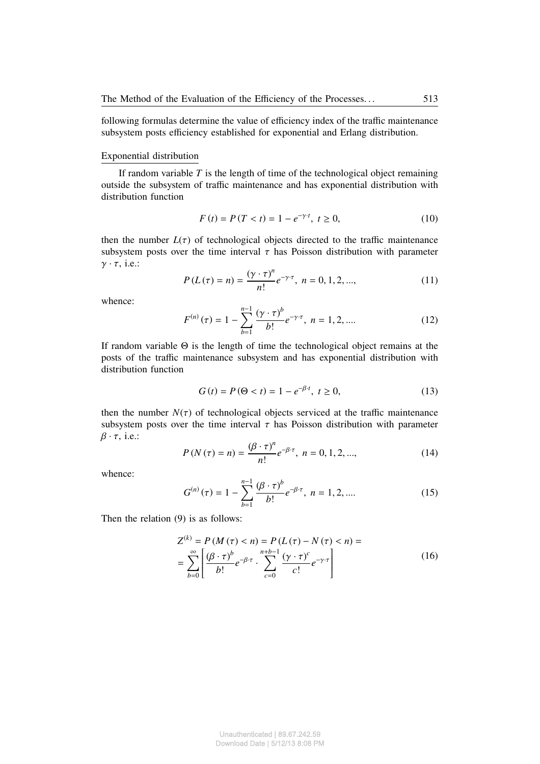following formulas determine the value of efficiency index of the traffic maintenance subsystem posts efficiency established for exponential and Erlang distribution.

Exponential distribution

If random variable $T$ is the length of time of the technological object remaining outside the subsystem of traffic maintenance and has exponential distribution with distribution function

$$F(t) = P(T < t) = 1 - e^{-\gamma \cdot t},\ t \geq 0, \tag{10}$$

then the number $L(\tau)$ of technological objects directed to the traffic maintenance subsystem posts over the time interval $\tau$ has Poisson distribution with parameter $\gamma \cdot \tau$, i.e.:

$$P(L(\tau) = n) = \frac{(\gamma \cdot \tau)^n}{n!} e^{-\gamma \cdot \tau},\ n = 0, 1, 2, ..., \tag{11}$$

whence:

$$F^{(n)}(\tau) = 1 - \sum_{b=1}^{n-1} \frac{(\gamma \cdot \tau)^b}{b!} e^{-\gamma \cdot \tau},\ n = 1, 2, .... \tag{12}$$

If random variable $\Theta$ is the length of time the technological object remains at the posts of the traffic maintenance subsystem and has exponential distribution with distribution function

$$G(t) = P(\Theta < t) = 1 - e^{-\beta \cdot t},\ t \geq 0, \tag{13}$$

then the number $N(\tau)$ of technological objects serviced at the traffic maintenance subsystem posts over the time interval $\tau$ has Poisson distribution with parameter $\beta \cdot \tau$, i.e.:

$$P(N(\tau) = n) = \frac{(\beta \cdot \tau)^n}{n!} e^{-\beta \cdot \tau},\ n = 0, 1, 2, ..., \tag{14}$$

whence:

$$G^{(n)}(\tau) = 1 - \sum_{b=1}^{n-1} \frac{(\beta \cdot \tau)^b}{b!} e^{-\beta \cdot \tau},\ n = 1, 2, .... \tag{15}$$

Then the relation (9) is as follows:

$$\begin{aligned} Z^{(k)} &= P(M(\tau) < n) = P(L(\tau) - N(\tau) < n) = \\ &= \sum_{b=0}^{\infty} \left[ \frac{(\beta \cdot \tau)^b}{b!} e^{-\beta \cdot \tau} \cdot \sum_{c=0}^{n+b-1} \frac{(\gamma \cdot \tau)^c}{c!} e^{-\gamma \cdot \tau} \right] \end{aligned} \tag{16}$$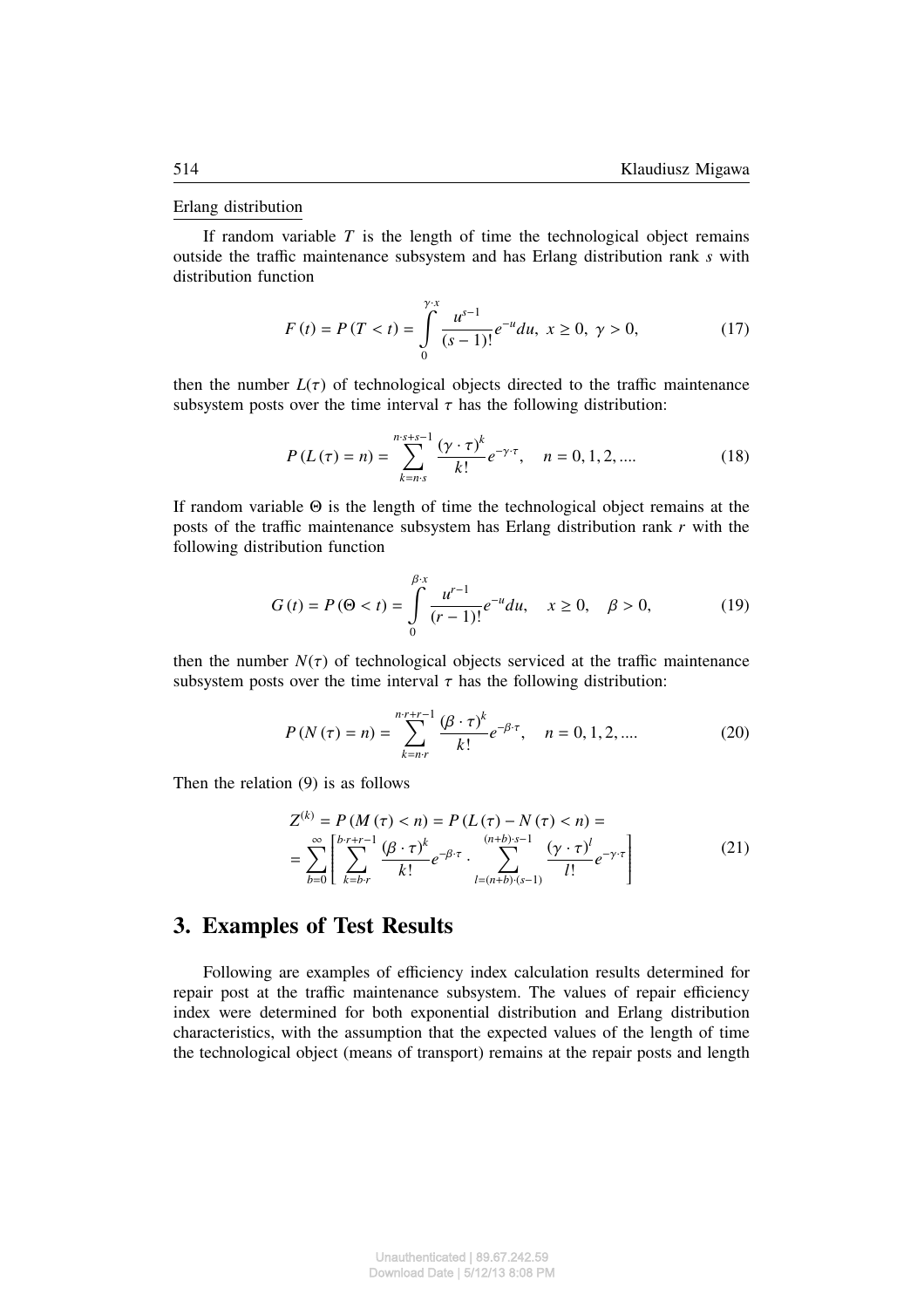Erlang distribution

If random variable $T$ is the length of time the technological object remains outside the traffic maintenance subsystem and has Erlang distribution rank $s$ with distribution function

$$F(t) = P(T < t) = \int_0^{\gamma \cdot x} \frac{u^{s-1}}{(s-1)!} e^{-u} du, \; x \geq 0, \; \gamma > 0, \tag{17}$$

then the number $L(\tau)$ of technological objects directed to the traffic maintenance subsystem posts over the time interval $\tau$ has the following distribution:

$$P(L(\tau) = n) = \sum_{k=n \cdot s}^{n \cdot s + s - 1} \frac{(\gamma \cdot \tau)^k}{k!} e^{-\gamma \cdot \tau}, \quad n = 0, 1, 2, .... \tag{18}$$

If random variable $\Theta$ is the length of time the technological object remains at the posts of the traffic maintenance subsystem has Erlang distribution rank $r$ with the following distribution function

$$G(t) = P(\Theta < t) = \int_0^{\beta \cdot x} \frac{u^{r-1}}{(r-1)!} e^{-u} du, \quad x \geq 0, \quad \beta > 0, \tag{19}$$

then the number $N(\tau)$ of technological objects serviced at the traffic maintenance subsystem posts over the time interval $\tau$ has the following distribution:

$$P(N(\tau) = n) = \sum_{k=n \cdot r}^{n \cdot r + r - 1} \frac{(\beta \cdot \tau)^k}{k!} e^{-\beta \cdot \tau}, \quad n = 0, 1, 2, .... \tag{20}$$

Then the relation (9) is as follows

$$\begin{aligned} Z^{(k)} &= P(M(\tau) < n) = P(L(\tau) - N(\tau) < n) = \\ &= \sum_{b=0}^{\infty} \left[ \sum_{k=b \cdot r}^{b \cdot r + r - 1} \frac{(\beta \cdot \tau)^k}{k!} e^{-\beta \cdot \tau} \cdot \sum_{l=(n+b) \cdot (s-1)}^{(n+b) \cdot s - 1} \frac{(\gamma \cdot \tau)^l}{l!} e^{-\gamma \cdot \tau} \right] \end{aligned} \tag{21}$$

## 3. Examples of Test Results

Following are examples of efficiency index calculation results determined for repair post at the traffic maintenance subsystem. The values of repair efficiency index were determined for both exponential distribution and Erlang distribution characteristics, with the assumption that the expected values of the length of time the technological object (means of transport) remains at the repair posts and length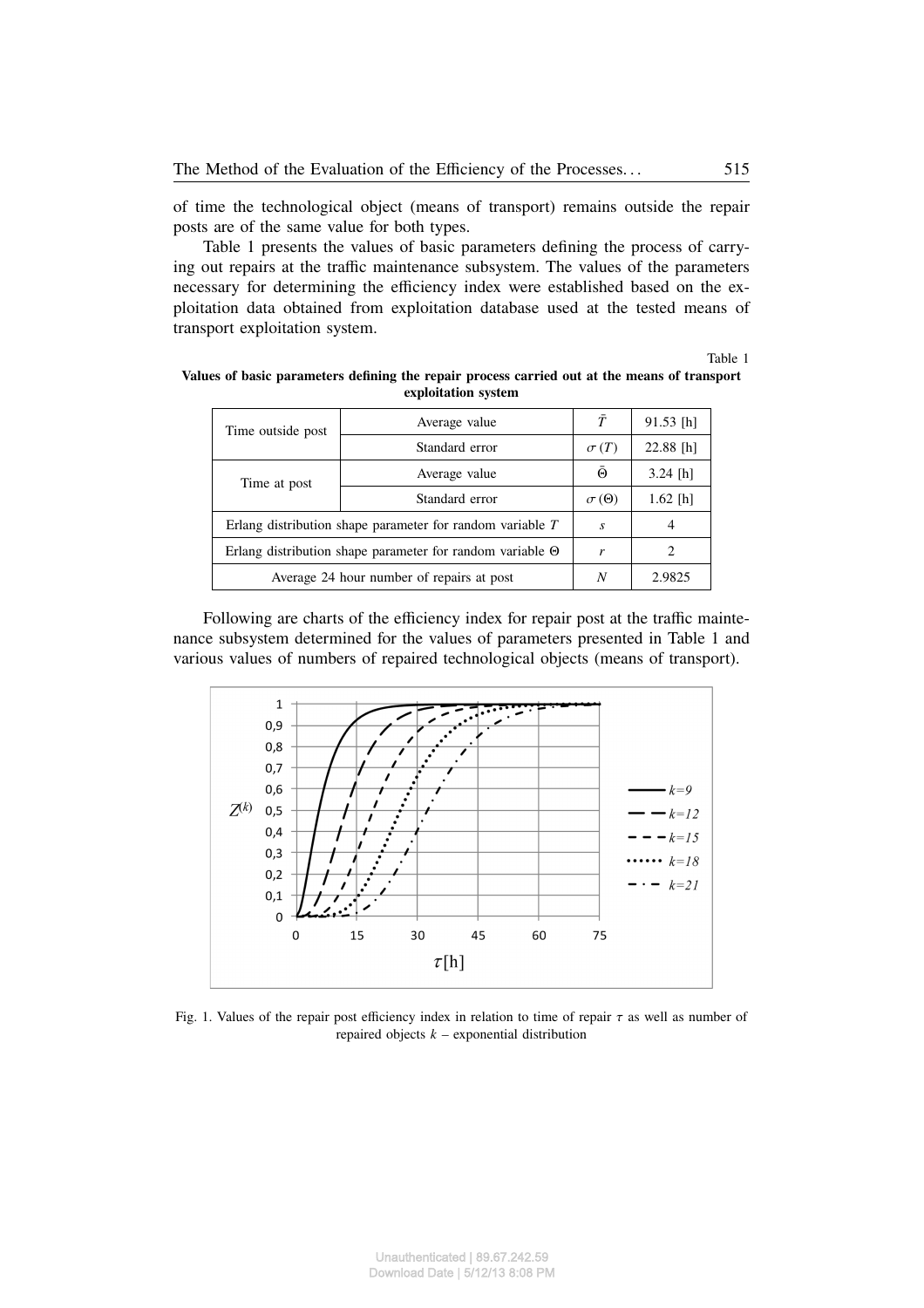of time the technological object (means of transport) remains outside the repair posts are of the same value for both types.

Table 1 presents the values of basic parameters defining the process of carrying out repairs at the traffic maintenance subsystem. The values of the parameters necessary for determining the efficiency index were established based on the exploitation data obtained from exploitation database used at the tested means of transport exploitation system.

Table 1

**Values of basic parameters defining the repair process carried out at the means of transport exploitation system**

| | | | |
|---|---|---|---|
| Time outside post | Average value | $\bar{T}$ | 91.53 [h] |
| | Standard error | $\sigma(T)$ | 22.88 [h] |
| Time at post | Average value | $\bar{\Theta}$ | 3.24 [h] |
| | Standard error | $\sigma(\Theta)$ | 1.62 [h] |
| Erlang distribution shape parameter for random variable $T$ | | $s$ | 4 |
| Erlang distribution shape parameter for random variable $\Theta$ | | $r$ | 2 |
| Average 24 hour number of repairs at post | | $N$ | 2.9825 |

Following are charts of the efficiency index for repair post at the traffic maintenance subsystem determined for the values of parameters presented in Table 1 and various values of numbers of repaired technological objects (means of transport).

Fig. 1. Values of the repair post efficiency index in relation to time of repair $\tau$ as well as number of repaired objects $k$ – exponential distribution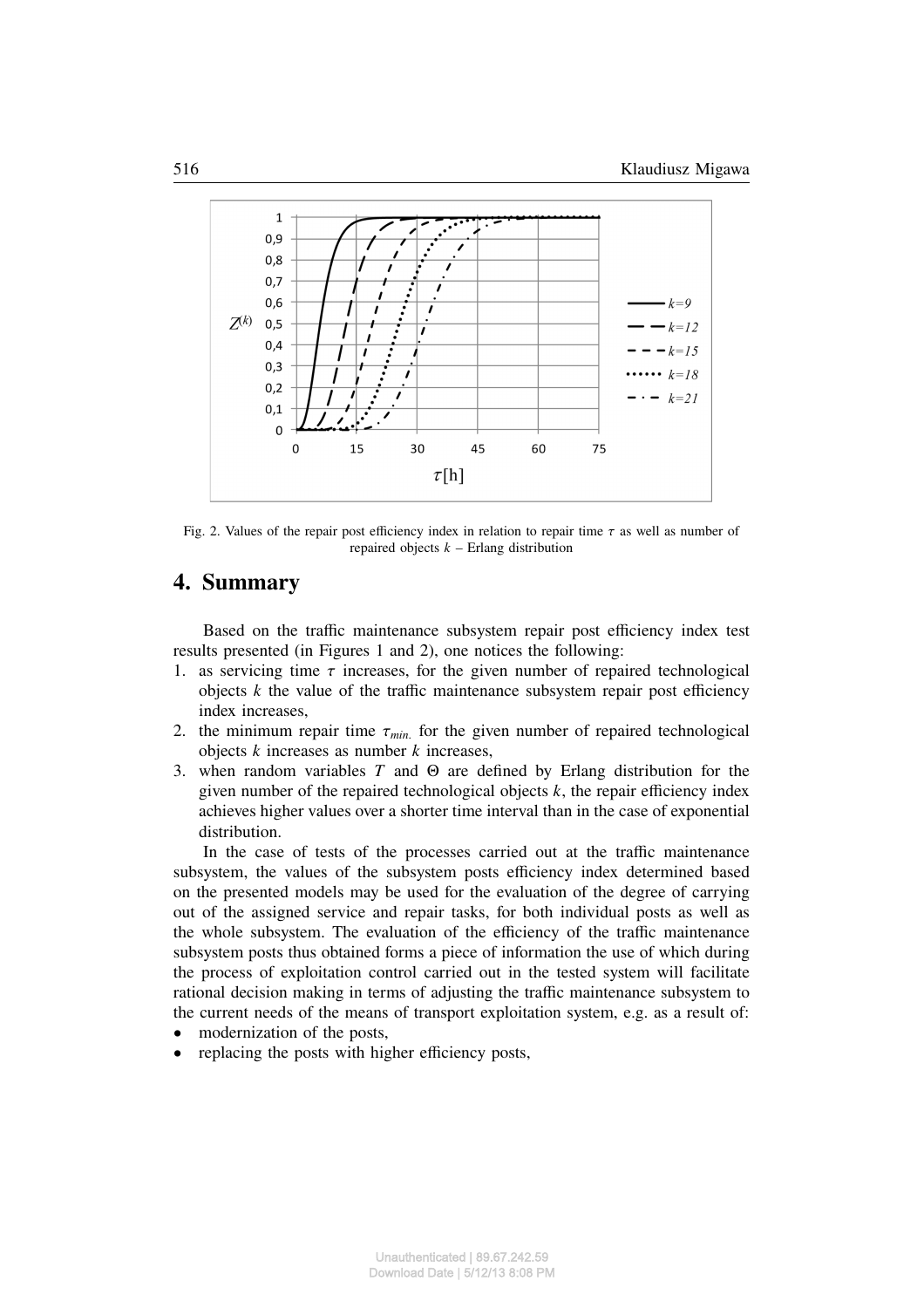Fig. 2. Values of the repair post efficiency index in relation to repair time $\tau$ as well as number of repaired objects $k$ – Erlang distribution

## 4. Summary

Based on the traffic maintenance subsystem repair post efficiency index test results presented (in Figures 1 and 2), one notices the following:

1. as servicing time $\tau$ increases, for the given number of repaired technological objects $k$ the value of the traffic maintenance subsystem repair post efficiency index increases,
2. the minimum repair time $\tau_{min.}$ for the given number of repaired technological objects $k$ increases as number $k$ increases,
3. when random variables $T$ and $\Theta$ are defined by Erlang distribution for the given number of the repaired technological objects $k$, the repair efficiency index achieves higher values over a shorter time interval than in the case of exponential distribution.

In the case of tests of the processes carried out at the traffic maintenance subsystem, the values of the subsystem posts efficiency index determined based on the presented models may be used for the evaluation of the degree of carrying out of the assigned service and repair tasks, for both individual posts as well as the whole subsystem. The evaluation of the efficiency of the traffic maintenance subsystem posts thus obtained forms a piece of information the use of which during the process of exploitation control carried out in the tested system will facilitate rational decision making in terms of adjusting the traffic maintenance subsystem to the current needs of the means of transport exploitation system, e.g. as a result of:

- modernization of the posts,
- replacing the posts with higher efficiency posts,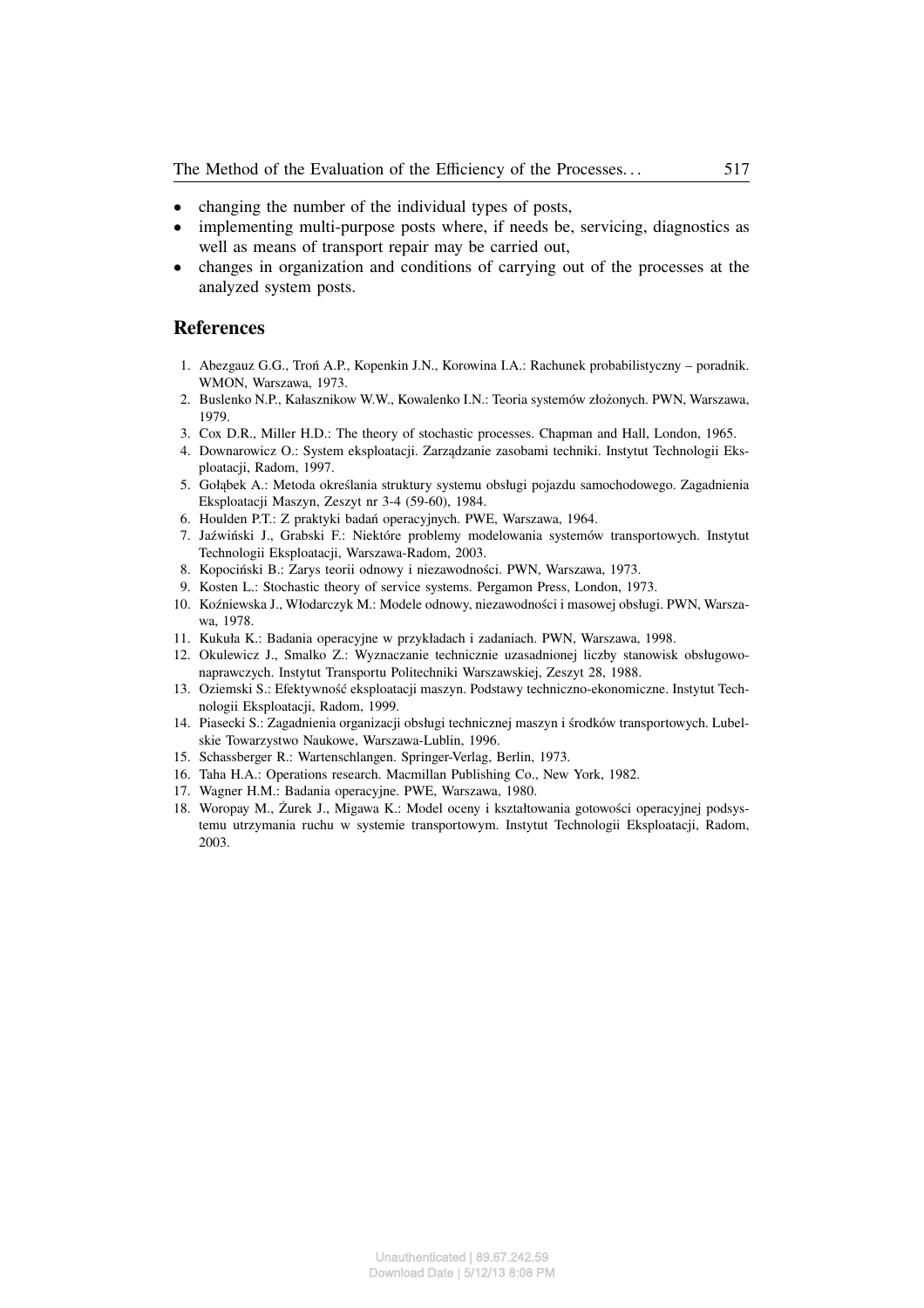- changing the number of the individual types of posts,
- implementing multi-purpose posts where, if needs be, servicing, diagnostics as well as means of transport repair may be carried out,
- changes in organization and conditions of carrying out of the processes at the analyzed system posts.

## References

1. Abezgauz G.G., Troń A.P., Kopenkin J.N., Korowina I.A.: Rachunek probabilistyczny – poradnik. WMON, Warszawa, 1973.
2. Buslenko N.P., Kałasznikow W.W., Kowalenko I.N.: Teoria systemów złożonych. PWN, Warszawa, 1979.
3. Cox D.R., Miller H.D.: The theory of stochastic processes. Chapman and Hall, London, 1965.
4. Downarowicz O.: System eksploatacji. Zarządzanie zasobami techniki. Instytut Technologii Eksploatacji, Radom, 1997.
5. Gołąbek A.: Metoda określania struktury systemu obsługi pojazdu samochodowego. Zagadnienia Eksploatacji Maszyn, Zeszyt nr 3-4 (59-60), 1984.
6. Houlden P.T.: Z praktyki badań operacyjnych. PWE, Warszawa, 1964.
7. Jaźwiński J., Grabski F.: Niektóre problemy modelowania systemów transportowych. Instytut Technologii Eksploatacji, Warszawa-Radom, 2003.
8. Kopociński B.: Zarys teorii odnowy i niezawodności. PWN, Warszawa, 1973.
9. Kosten L.: Stochastic theory of service systems. Pergamon Press, London, 1973.
10. Koźniewska J., Włodarczyk M.: Modele odnowy, niezawodności i masowej obsługi. PWN, Warszawa, 1978.
11. Kukuła K.: Badania operacyjne w przykładach i zadaniach. PWN, Warszawa, 1998.
12. Okulewicz J., Smalko Z.: Wyznaczanie technicznie uzasadnionej liczby stanowisk obsługowo-naprawczych. Instytut Transportu Politechniki Warszawskiej, Zeszyt 28, 1988.
13. Oziemski S.: Efektywność eksploatacji maszyn. Podstawy techniczno-ekonomiczne. Instytut Technologii Eksploatacji, Radom, 1999.
14. Piasecki S.: Zagadnienia organizacji obsługi technicznej maszyn i środków transportowych. Lubelskie Towarzystwo Naukowe, Warszawa-Lublin, 1996.
15. Schassberger R.: Wartenschlangen. Springer-Verlag, Berlin, 1973.
16. Taha H.A.: Operations research. Macmillan Publishing Co., New York, 1982.
17. Wagner H.M.: Badania operacyjne. PWE, Warszawa, 1980.
18. Woropay M., Żurek J., Migawa K.: Model oceny i kształtowania gotowości operacyjnej podsystemu utrzymania ruchu w systemie transportowym. Instytut Technologii Eksploatacji, Radom, 2003.